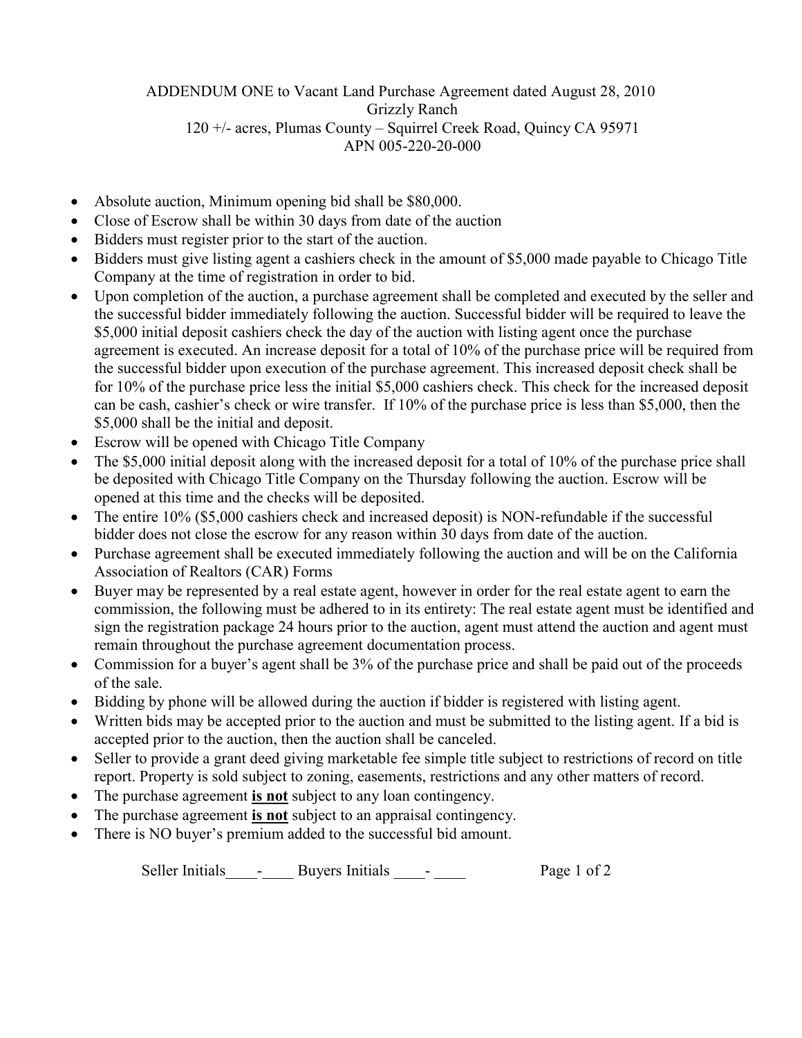ADDENDUM ONE to Vacant Land Purchase Agreement dated August 28, 2010
Grizzly Ranch
120 +/- acres, Plumas County – Squirrel Creek Road, Quincy CA 95971
APN 005-220-20-000

- Absolute auction, Minimum opening bid shall be $80,000.
- Close of Escrow shall be within 30 days from date of the auction
- Bidders must register prior to the start of the auction.
- Bidders must give listing agent a cashiers check in the amount of $5,000 made payable to Chicago Title Company at the time of registration in order to bid.
- Upon completion of the auction, a purchase agreement shall be completed and executed by the seller and the successful bidder immediately following the auction. Successful bidder will be required to leave the $5,000 initial deposit cashiers check the day of the auction with listing agent once the purchase agreement is executed. An increase deposit for a total of 10% of the purchase price will be required from the successful bidder upon execution of the purchase agreement. This increased deposit check shall be for 10% of the purchase price less the initial $5,000 cashiers check. This check for the increased deposit can be cash, cashier's check or wire transfer. If 10% of the purchase price is less than $5,000, then the $5,000 shall be the initial and deposit.
- Escrow will be opened with Chicago Title Company
- The $5,000 initial deposit along with the increased deposit for a total of 10% of the purchase price shall be deposited with Chicago Title Company on the Thursday following the auction. Escrow will be opened at this time and the checks will be deposited.
- The entire 10% ($5,000 cashiers check and increased deposit) is NON-refundable if the successful bidder does not close the escrow for any reason within 30 days from date of the auction.
- Purchase agreement shall be executed immediately following the auction and will be on the California Association of Realtors (CAR) Forms
- Buyer may be represented by a real estate agent, however in order for the real estate agent to earn the commission, the following must be adhered to in its entirety: The real estate agent must be identified and sign the registration package 24 hours prior to the auction, agent must attend the auction and agent must remain throughout the purchase agreement documentation process.
- Commission for a buyer's agent shall be 3% of the purchase price and shall be paid out of the proceeds of the sale.
- Bidding by phone will be allowed during the auction if bidder is registered with listing agent.
- Written bids may be accepted prior to the auction and must be submitted to the listing agent. If a bid is accepted prior to the auction, then the auction shall be canceled.
- Seller to provide a grant deed giving marketable fee simple title subject to restrictions of record on title report. Property is sold subject to zoning, easements, restrictions and any other matters of record.
- The purchase agreement **<u>is not</u>** subject to any loan contingency.
- The purchase agreement **<u>is not</u>** subject to an appraisal contingency.
- There is NO buyer's premium added to the successful bid amount.

Seller Initials____-____ Buyers Initials ____- ____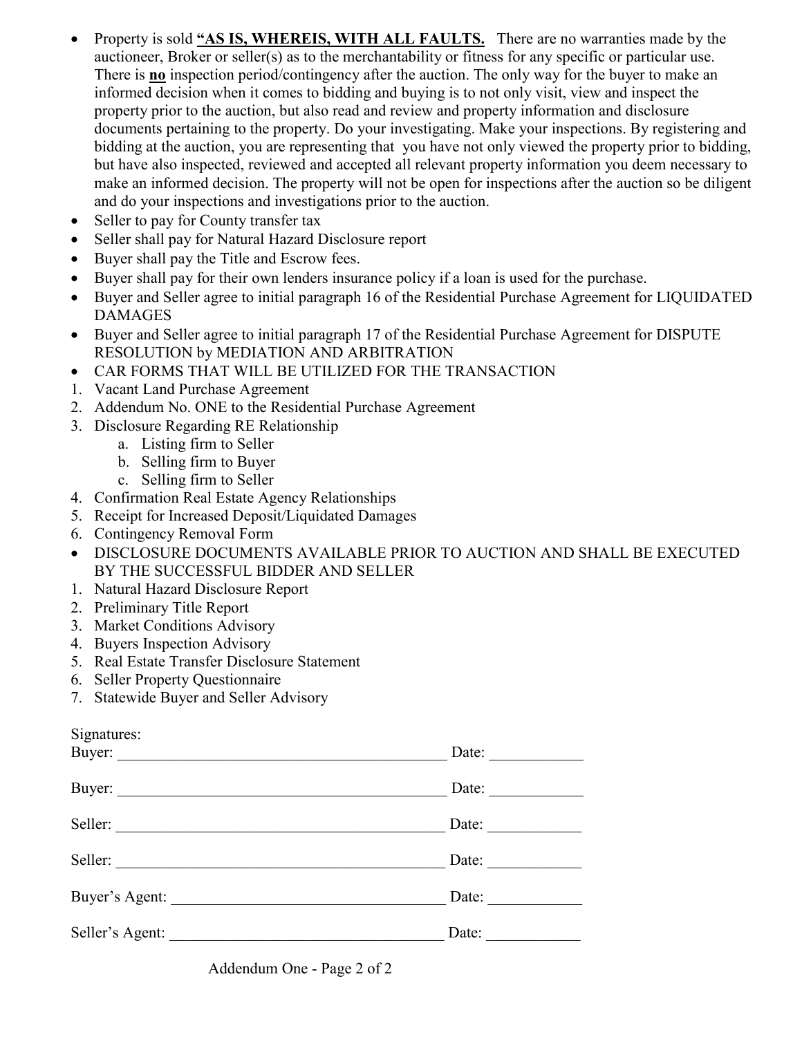- Property is sold **<u>"AS IS, WHEREIS, WITH ALL FAULTS.</u>** There are no warranties made by the auctioneer, Broker or seller(s) as to the merchantability or fitness for any specific or particular use. There is **<u>no</u>** inspection period/contingency after the auction. The only way for the buyer to make an informed decision when it comes to bidding and buying is to not only visit, view and inspect the property prior to the auction, but also read and review and property information and disclosure documents pertaining to the property. Do your investigating. Make your inspections. By registering and bidding at the auction, you are representing that you have not only viewed the property prior to bidding, but have also inspected, reviewed and accepted all relevant property information you deem necessary to make an informed decision. The property will not be open for inspections after the auction so be diligent and do your inspections and investigations prior to the auction.
- Seller to pay for County transfer tax
- Seller shall pay for Natural Hazard Disclosure report
- Buyer shall pay the Title and Escrow fees.
- Buyer shall pay for their own lenders insurance policy if a loan is used for the purchase.
- Buyer and Seller agree to initial paragraph 16 of the Residential Purchase Agreement for LIQUIDATED DAMAGES
- Buyer and Seller agree to initial paragraph 17 of the Residential Purchase Agreement for DISPUTE RESOLUTION by MEDIATION AND ARBITRATION
- CAR FORMS THAT WILL BE UTILIZED FOR THE TRANSACTION

1. Vacant Land Purchase Agreement
2. Addendum No. ONE to the Residential Purchase Agreement
3. Disclosure Regarding RE Relationship
   a. Listing firm to Seller
   b. Selling firm to Buyer
   c. Selling firm to Seller
4. Confirmation Real Estate Agency Relationships
5. Receipt for Increased Deposit/Liquidated Damages
6. Contingency Removal Form

- DISCLOSURE DOCUMENTS AVAILABLE PRIOR TO AUCTION AND SHALL BE EXECUTED BY THE SUCCESSFUL BIDDER AND SELLER

1. Natural Hazard Disclosure Report
2. Preliminary Title Report
3. Market Conditions Advisory
4. Buyers Inspection Advisory
5. Real Estate Transfer Disclosure Statement
6. Seller Property Questionnaire
7. Statewide Buyer and Seller Advisory

Signatures:

Buyer: ____________________________________________ Date: ____________

Buyer: ____________________________________________ Date: ____________

Seller: ____________________________________________ Date: ____________

Seller: ____________________________________________ Date: ____________

Buyer's Agent: ____________________________________ Date: ____________

Seller's Agent: ____________________________________ Date: ____________

Addendum One - Page 2 of 2